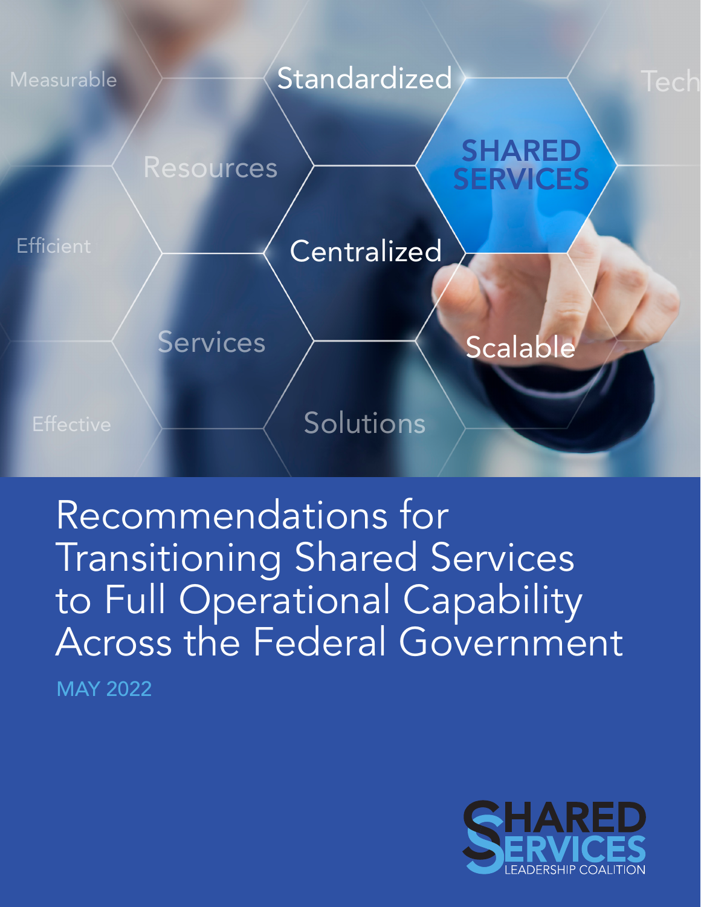# Recommendations for Transitioning Shared Services to Full Operational Capability Across the Federal Government

MAY 2022

SHARED SERVICES LEADERSHIP COALITION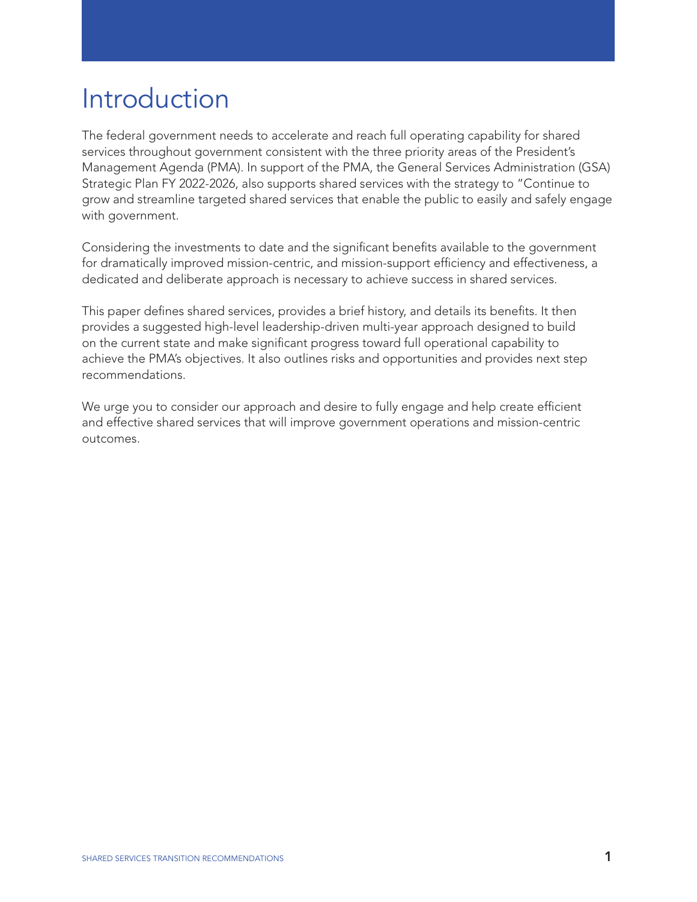# Introduction

The federal government needs to accelerate and reach full operating capability for shared services throughout government consistent with the three priority areas of the President's Management Agenda (PMA). In support of the PMA, the General Services Administration (GSA) Strategic Plan FY 2022-2026, also supports shared services with the strategy to "Continue to grow and streamline targeted shared services that enable the public to easily and safely engage with government.

Considering the investments to date and the significant benefits available to the government for dramatically improved mission-centric, and mission-support efficiency and effectiveness, a dedicated and deliberate approach is necessary to achieve success in shared services.

This paper defines shared services, provides a brief history, and details its benefits. It then provides a suggested high-level leadership-driven multi-year approach designed to build on the current state and make significant progress toward full operational capability to achieve the PMA's objectives. It also outlines risks and opportunities and provides next step recommendations.

We urge you to consider our approach and desire to fully engage and help create efficient and effective shared services that will improve government operations and mission-centric outcomes.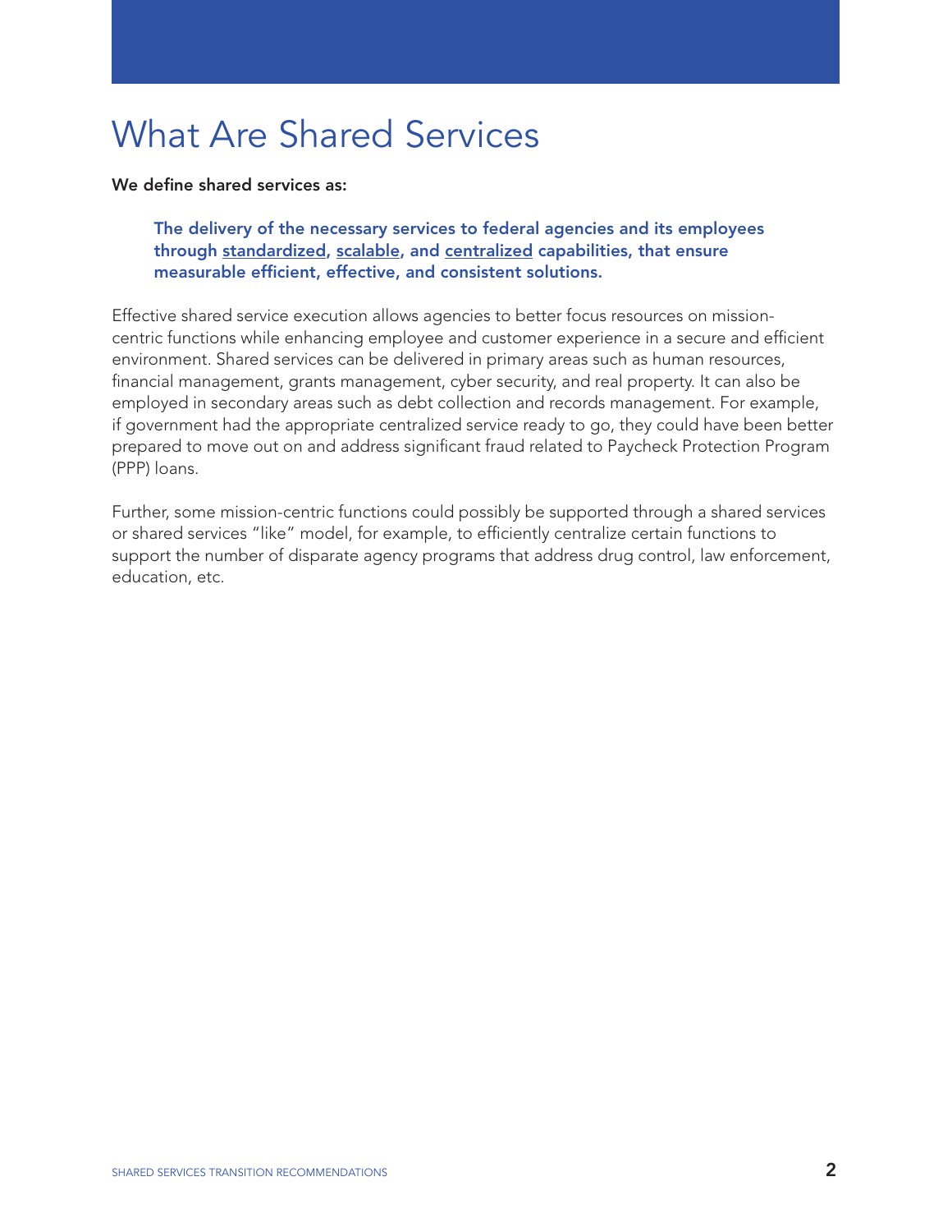# What Are Shared Services

**We define shared services as:**

> **The delivery of the necessary services to federal agencies and its employees through <u>standardized</u>, <u>scalable</u>, and <u>centralized</u> capabilities, that ensure measurable efficient, effective, and consistent solutions.**

Effective shared service execution allows agencies to better focus resources on mission-centric functions while enhancing employee and customer experience in a secure and efficient environment. Shared services can be delivered in primary areas such as human resources, financial management, grants management, cyber security, and real property. It can also be employed in secondary areas such as debt collection and records management. For example, if government had the appropriate centralized service ready to go, they could have been better prepared to move out on and address significant fraud related to Paycheck Protection Program (PPP) loans.

Further, some mission-centric functions could possibly be supported through a shared services or shared services "like" model, for example, to efficiently centralize certain functions to support the number of disparate agency programs that address drug control, law enforcement, education, etc.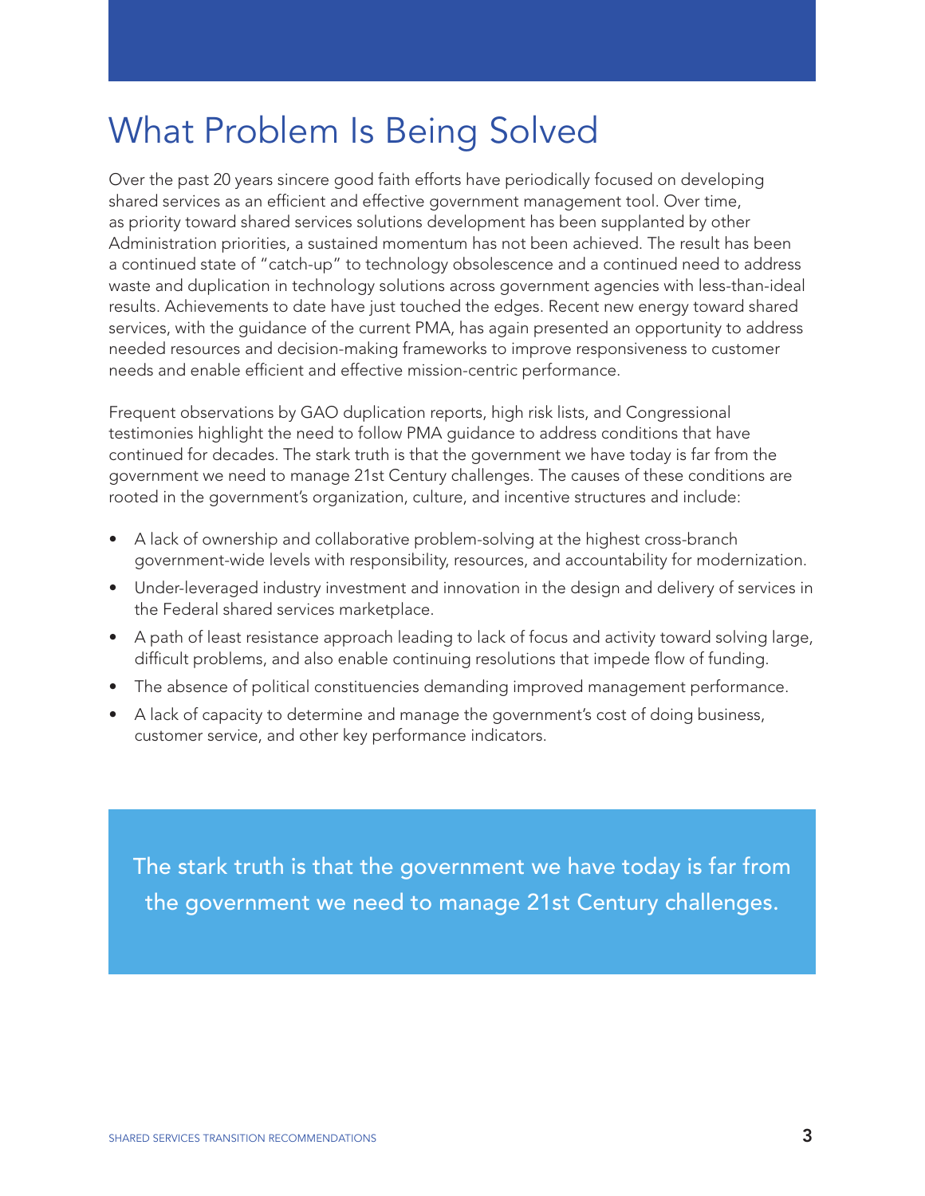# What Problem Is Being Solved

Over the past 20 years sincere good faith efforts have periodically focused on developing shared services as an efficient and effective government management tool. Over time, as priority toward shared services solutions development has been supplanted by other Administration priorities, a sustained momentum has not been achieved. The result has been a continued state of "catch-up" to technology obsolescence and a continued need to address waste and duplication in technology solutions across government agencies with less-than-ideal results. Achievements to date have just touched the edges. Recent new energy toward shared services, with the guidance of the current PMA, has again presented an opportunity to address needed resources and decision-making frameworks to improve responsiveness to customer needs and enable efficient and effective mission-centric performance.

Frequent observations by GAO duplication reports, high risk lists, and Congressional testimonies highlight the need to follow PMA guidance to address conditions that have continued for decades. The stark truth is that the government we have today is far from the government we need to manage 21st Century challenges. The causes of these conditions are rooted in the government's organization, culture, and incentive structures and include:

- A lack of ownership and collaborative problem-solving at the highest cross-branch government-wide levels with responsibility, resources, and accountability for modernization.
- Under-leveraged industry investment and innovation in the design and delivery of services in the Federal shared services marketplace.
- A path of least resistance approach leading to lack of focus and activity toward solving large, difficult problems, and also enable continuing resolutions that impede flow of funding.
- The absence of political constituencies demanding improved management performance.
- A lack of capacity to determine and manage the government's cost of doing business, customer service, and other key performance indicators.

> The stark truth is that the government we have today is far from the government we need to manage 21st Century challenges.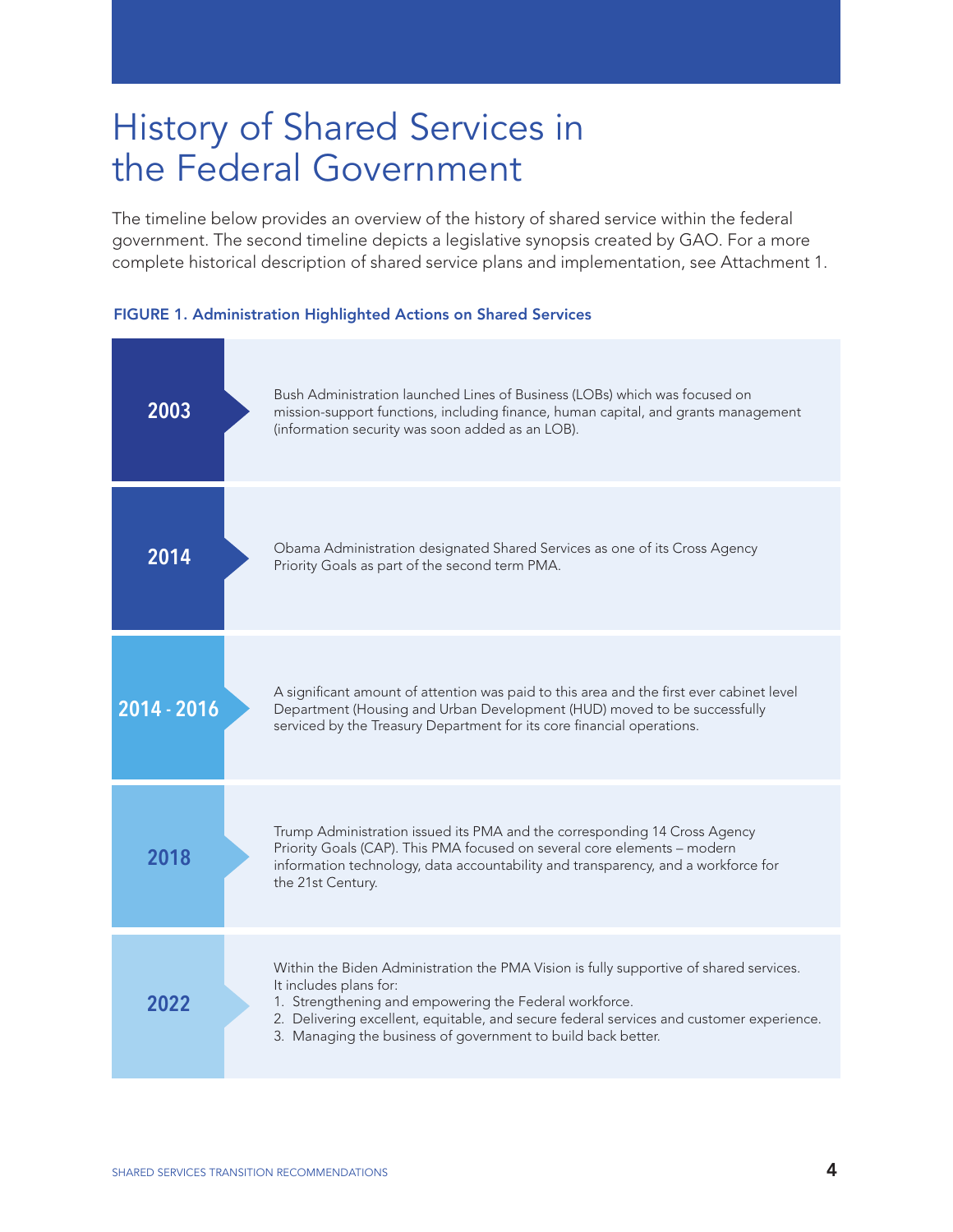# History of Shared Services in the Federal Government

The timeline below provides an overview of the history of shared service within the federal government. The second timeline depicts a legislative synopsis created by GAO. For a more complete historical description of shared service plans and implementation, see Attachment 1.

**FIGURE 1. Administration Highlighted Actions on Shared Services**

| Year | Action |
|---|---|
| **2003** | Bush Administration launched Lines of Business (LOBs) which was focused on mission-support functions, including finance, human capital, and grants management (information security was soon added as an LOB). |
| **2014** | Obama Administration designated Shared Services as one of its Cross Agency Priority Goals as part of the second term PMA. |
| **2014 - 2016** | A significant amount of attention was paid to this area and the first ever cabinet level Department (Housing and Urban Development (HUD) moved to be successfully serviced by the Treasury Department for its core financial operations. |
| **2018** | Trump Administration issued its PMA and the corresponding 14 Cross Agency Priority Goals (CAP). This PMA focused on several core elements – modern information technology, data accountability and transparency, and a workforce for the 21st Century. |
| **2022** | Within the Biden Administration the PMA Vision is fully supportive of shared services. It includes plans for: 1. Strengthening and empowering the Federal workforce. 2. Delivering excellent, equitable, and secure federal services and customer experience. 3. Managing the business of government to build back better. |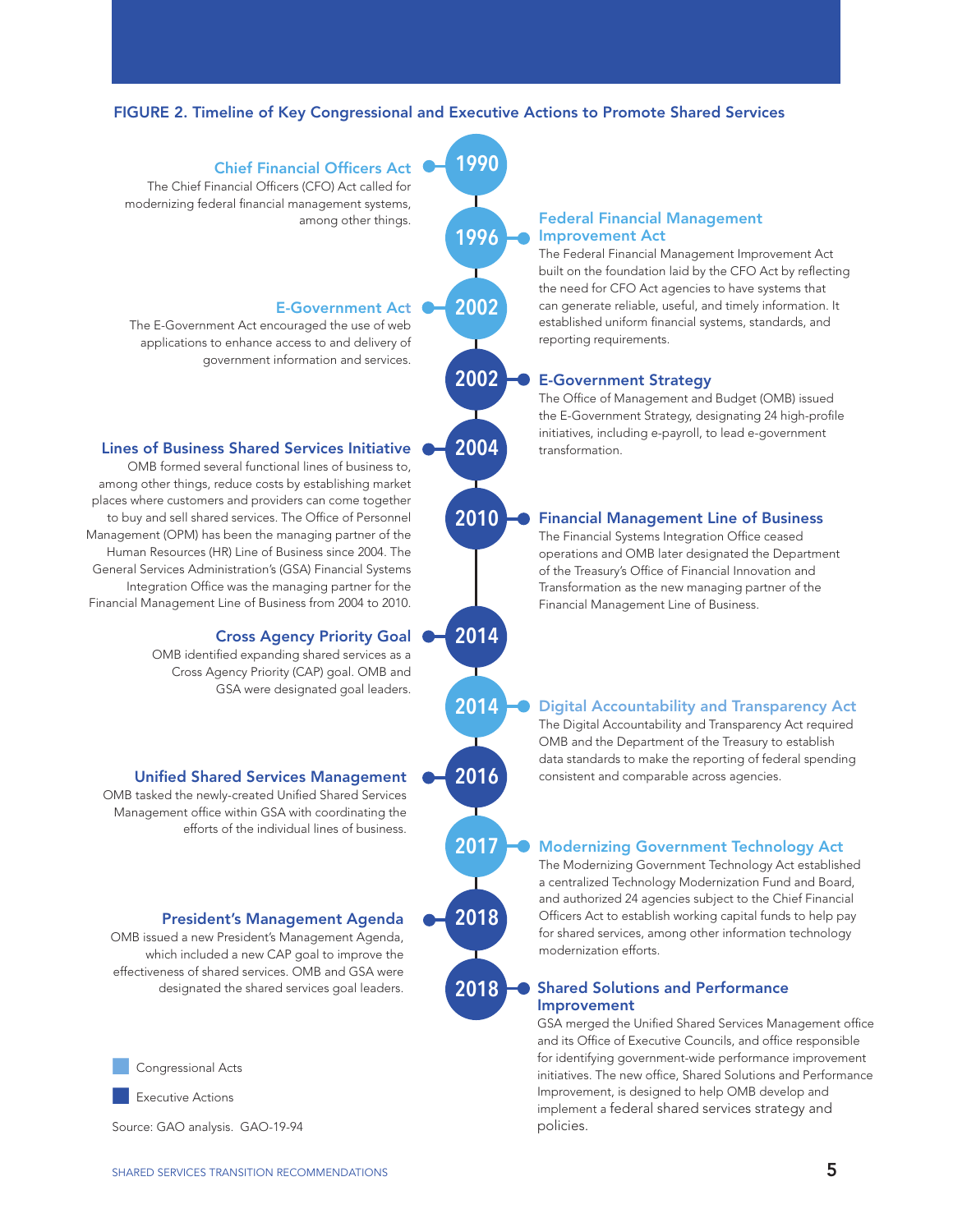**FIGURE 2. Timeline of Key Congressional and Executive Actions to Promote Shared Services**

**1990 — Chief Financial Officers Act**
The Chief Financial Officers (CFO) Act called for modernizing federal financial management systems, among other things.

**1996 — Federal Financial Management Improvement Act**
The Federal Financial Management Improvement Act built on the foundation laid by the CFO Act by reflecting the need for CFO Act agencies to have systems that can generate reliable, useful, and timely information. It established uniform financial systems, standards, and reporting requirements.

**2002 — E-Government Act**
The E-Government Act encouraged the use of web applications to enhance access to and delivery of government information and services.

**2002 — E-Government Strategy**
The Office of Management and Budget (OMB) issued the E-Government Strategy, designating 24 high-profile initiatives, including e-payroll, to lead e-government transformation.

**2004 — Lines of Business Shared Services Initiative**
OMB formed several functional lines of business to, among other things, reduce costs by establishing market places where customers and providers can come together to buy and sell shared services. The Office of Personnel Management (OPM) has been the managing partner of the Human Resources (HR) Line of Business since 2004. The General Services Administration's (GSA) Financial Systems Integration Office was the managing partner for the Financial Management Line of Business from 2004 to 2010.

**2010 — Financial Management Line of Business**
The Financial Systems Integration Office ceased operations and OMB later designated the Department of the Treasury's Office of Financial Innovation and Transformation as the new managing partner of the Financial Management Line of Business.

**2014 — Cross Agency Priority Goal**
OMB identified expanding shared services as a Cross Agency Priority (CAP) goal. OMB and GSA were designated goal leaders.

**2014 — Digital Accountability and Transparency Act**
The Digital Accountability and Transparency Act required OMB and the Department of the Treasury to establish data standards to make the reporting of federal spending consistent and comparable across agencies.

**2016 — Unified Shared Services Management**
OMB tasked the newly-created Unified Shared Services Management office within GSA with coordinating the efforts of the individual lines of business.

**2017 — Modernizing Government Technology Act**
The Modernizing Government Technology Act established a centralized Technology Modernization Fund and Board, and authorized 24 agencies subject to the Chief Financial Officers Act to establish working capital funds to help pay for shared services, among other information technology modernization efforts.

**2018 — President's Management Agenda**
OMB issued a new President's Management Agenda, which included a new CAP goal to improve the effectiveness of shared services. OMB and GSA were designated the shared services goal leaders.

**2018 — Shared Solutions and Performance Improvement**
GSA merged the Unified Shared Services Management office and its Office of Executive Councils, and office responsible for identifying government-wide performance improvement initiatives. The new office, Shared Solutions and Performance Improvement, is designed to help OMB develop and implement a federal shared services strategy and policies.

Legend: Congressional Acts (light blue); Executive Actions (dark blue)

Source: GAO analysis. GAO-19-94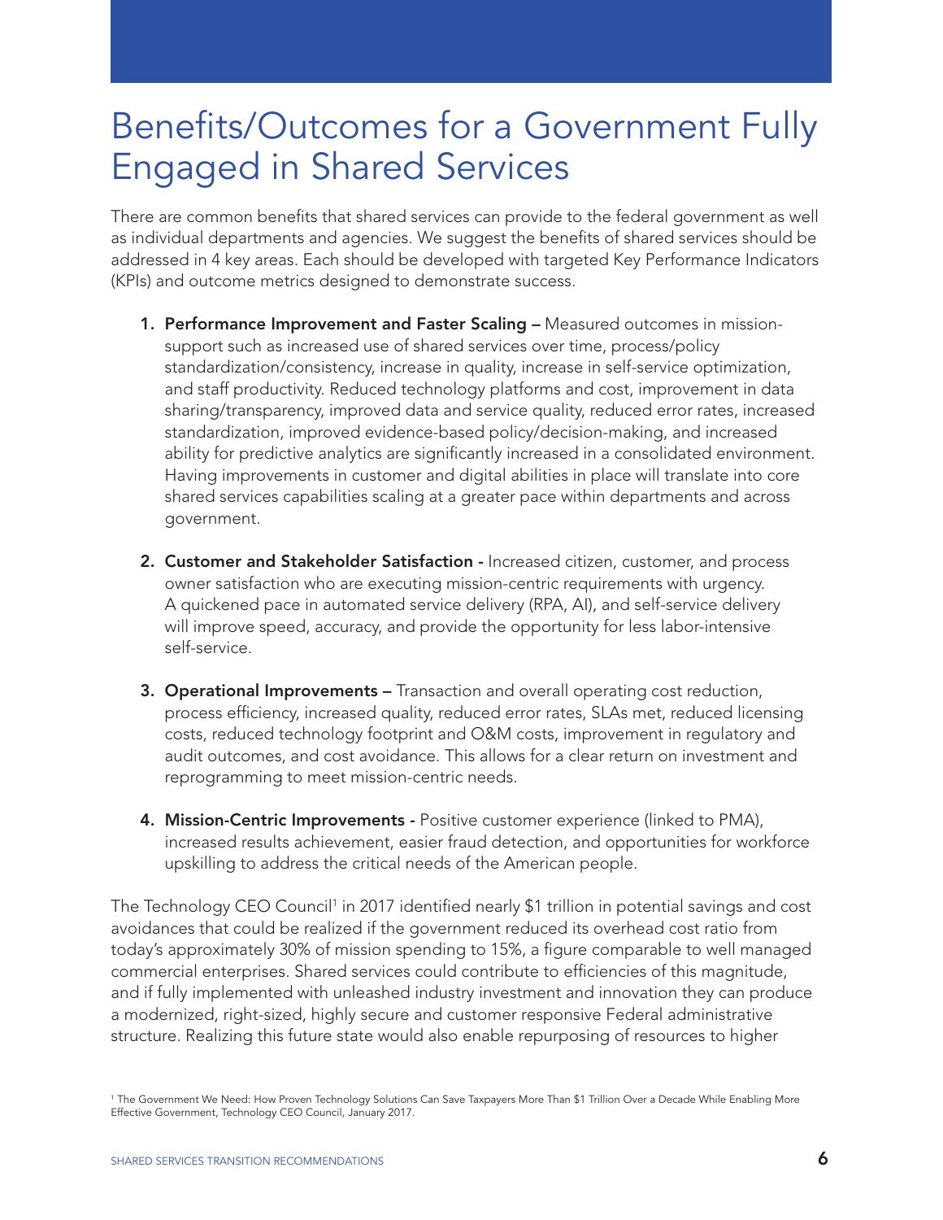# Benefits/Outcomes for a Government Fully Engaged in Shared Services

There are common benefits that shared services can provide to the federal government as well as individual departments and agencies. We suggest the benefits of shared services should be addressed in 4 key areas. Each should be developed with targeted Key Performance Indicators (KPIs) and outcome metrics designed to demonstrate success.

1. **Performance Improvement and Faster Scaling –** Measured outcomes in mission-support such as increased use of shared services over time, process/policy standardization/consistency, increase in quality, increase in self-service optimization, and staff productivity. Reduced technology platforms and cost, improvement in data sharing/transparency, improved data and service quality, reduced error rates, increased standardization, improved evidence-based policy/decision-making, and increased ability for predictive analytics are significantly increased in a consolidated environment. Having improvements in customer and digital abilities in place will translate into core shared services capabilities scaling at a greater pace within departments and across government.

2. **Customer and Stakeholder Satisfaction -** Increased citizen, customer, and process owner satisfaction who are executing mission-centric requirements with urgency. A quickened pace in automated service delivery (RPA, AI), and self-service delivery will improve speed, accuracy, and provide the opportunity for less labor-intensive self-service.

3. **Operational Improvements –** Transaction and overall operating cost reduction, process efficiency, increased quality, reduced error rates, SLAs met, reduced licensing costs, reduced technology footprint and O&M costs, improvement in regulatory and audit outcomes, and cost avoidance. This allows for a clear return on investment and reprogramming to meet mission-centric needs.

4. **Mission-Centric Improvements -** Positive customer experience (linked to PMA), increased results achievement, easier fraud detection, and opportunities for workforce upskilling to address the critical needs of the American people.

The Technology CEO Council[1] in 2017 identified nearly $1 trillion in potential savings and cost avoidances that could be realized if the government reduced its overhead cost ratio from today's approximately 30% of mission spending to 15%, a figure comparable to well managed commercial enterprises. Shared services could contribute to efficiencies of this magnitude, and if fully implemented with unleashed industry investment and innovation they can produce a modernized, right-sized, highly secure and customer responsive Federal administrative structure. Realizing this future state would also enable repurposing of resources to higher

[1] The Government We Need: How Proven Technology Solutions Can Save Taxpayers More Than $1 Trillion Over a Decade While Enabling More Effective Government, Technology CEO Council, January 2017.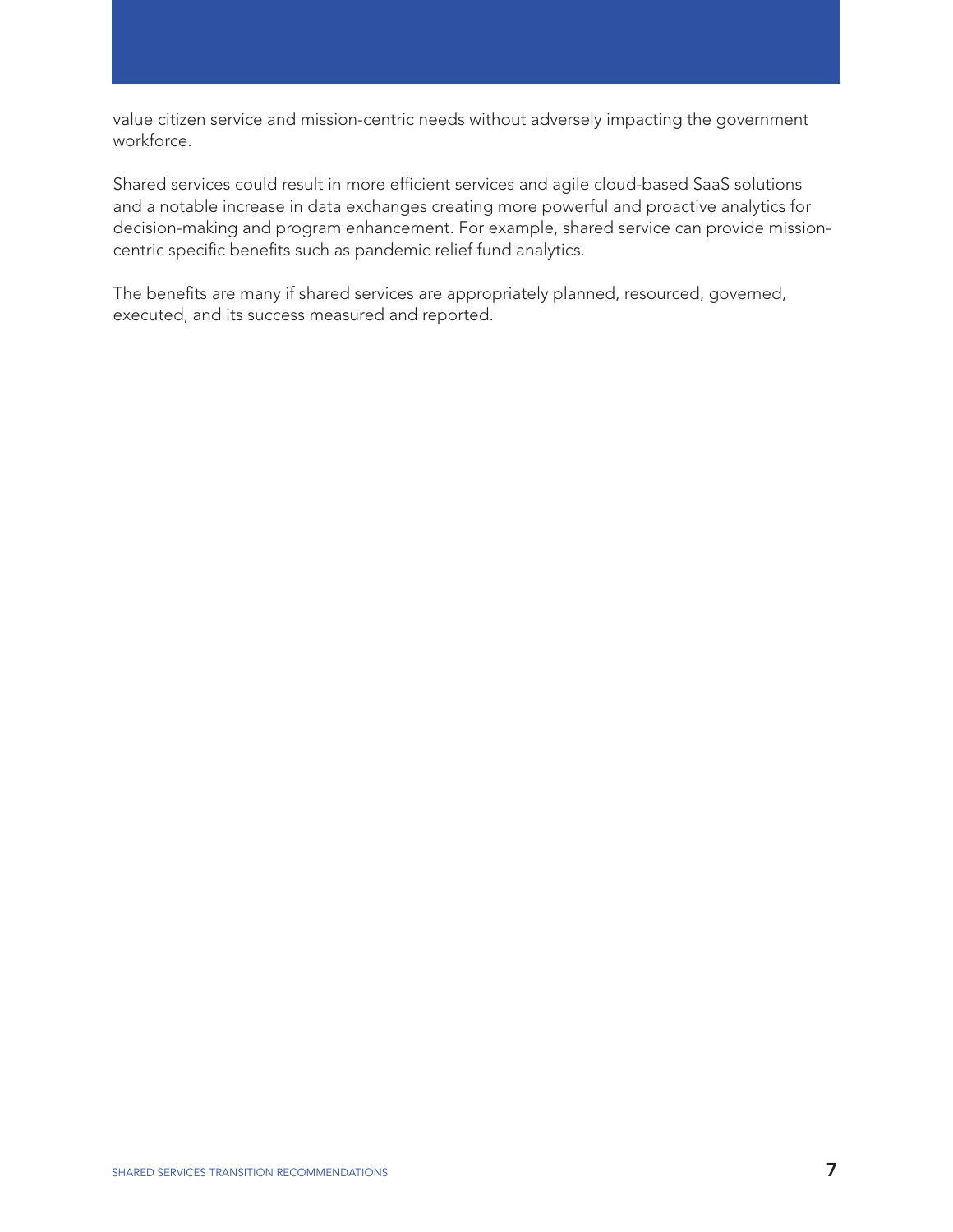value citizen service and mission-centric needs without adversely impacting the government workforce.

Shared services could result in more efficient services and agile cloud-based SaaS solutions and a notable increase in data exchanges creating more powerful and proactive analytics for decision-making and program enhancement. For example, shared service can provide mission-centric specific benefits such as pandemic relief fund analytics.

The benefits are many if shared services are appropriately planned, resourced, governed, executed, and its success measured and reported.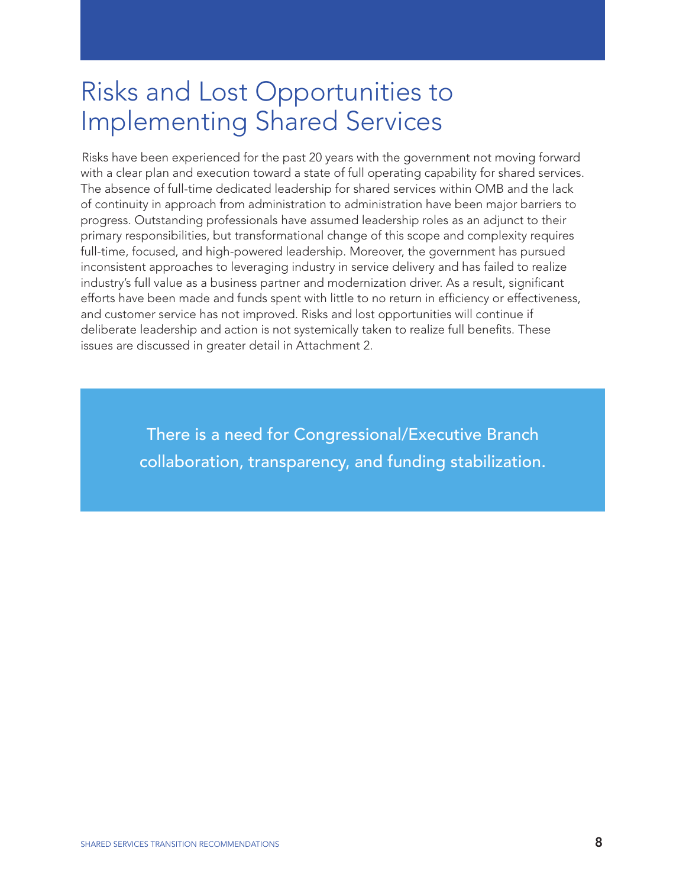# Risks and Lost Opportunities to Implementing Shared Services

Risks have been experienced for the past 20 years with the government not moving forward with a clear plan and execution toward a state of full operating capability for shared services. The absence of full-time dedicated leadership for shared services within OMB and the lack of continuity in approach from administration to administration have been major barriers to progress. Outstanding professionals have assumed leadership roles as an adjunct to their primary responsibilities, but transformational change of this scope and complexity requires full-time, focused, and high-powered leadership. Moreover, the government has pursued inconsistent approaches to leveraging industry in service delivery and has failed to realize industry's full value as a business partner and modernization driver. As a result, significant efforts have been made and funds spent with little to no return in efficiency or effectiveness, and customer service has not improved. Risks and lost opportunities will continue if deliberate leadership and action is not systemically taken to realize full benefits. These issues are discussed in greater detail in Attachment 2.

> There is a need for Congressional/Executive Branch collaboration, transparency, and funding stabilization.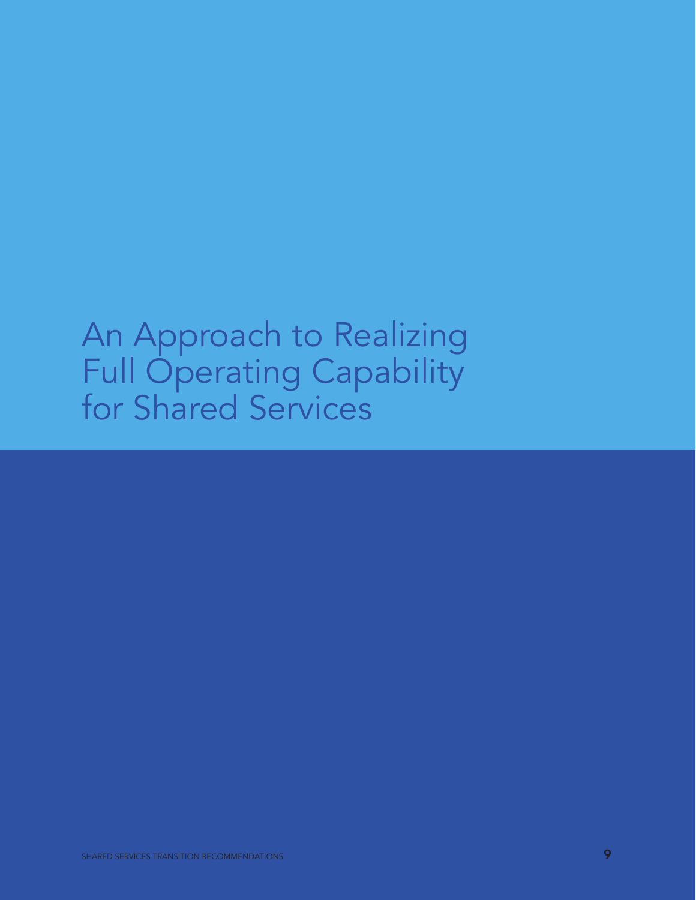# An Approach to Realizing Full Operating Capability for Shared Services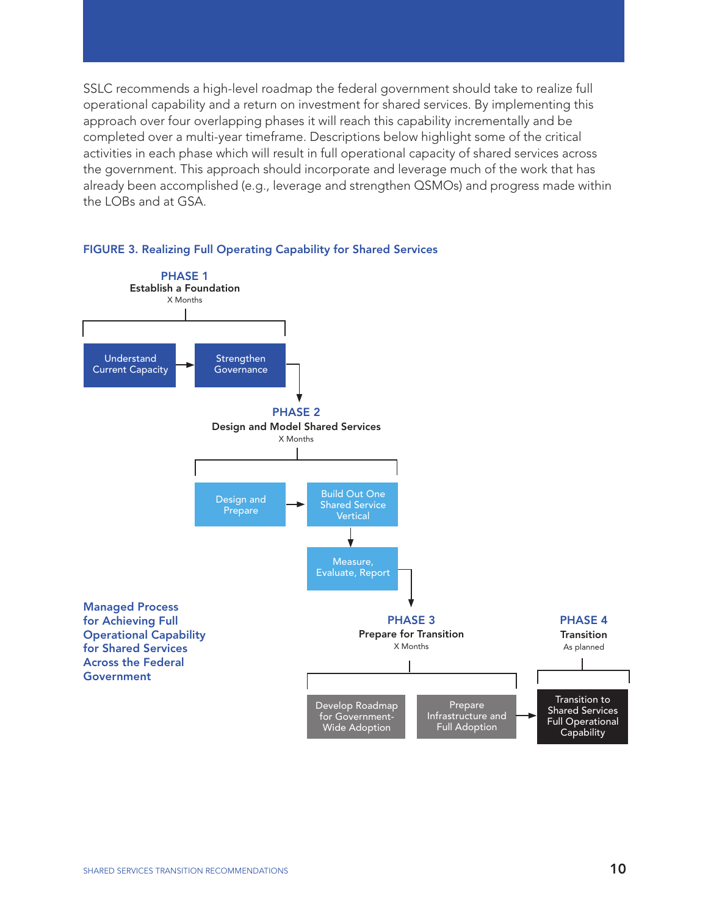SSLC recommends a high-level roadmap the federal government should take to realize full operational capability and a return on investment for shared services. By implementing this approach over four overlapping phases it will reach this capability incrementally and be completed over a multi-year timeframe. Descriptions below highlight some of the critical activities in each phase which will result in full operational capacity of shared services across the government. This approach should incorporate and leverage much of the work that has already been accomplished (e.g., leverage and strengthen QSMOs) and progress made within the LOBs and at GSA.

**FIGURE 3. Realizing Full Operating Capability for Shared Services**

**PHASE 1**
**Establish a Foundation**
X Months

- Understand Current Capacity → Strengthen Governance

**PHASE 2**
**Design and Model Shared Services**
X Months

- Design and Prepare → Build Out One Shared Service Vertical → Measure, Evaluate, Report

**PHASE 3**
**Prepare for Transition**
X Months

- Develop Roadmap for Government-Wide Adoption
- Prepare Infrastructure and Full Adoption →

**PHASE 4**
**Transition**
As planned

- Transition to Shared Services Full Operational Capability

**Managed Process for Achieving Full Operational Capability for Shared Services Across the Federal Government**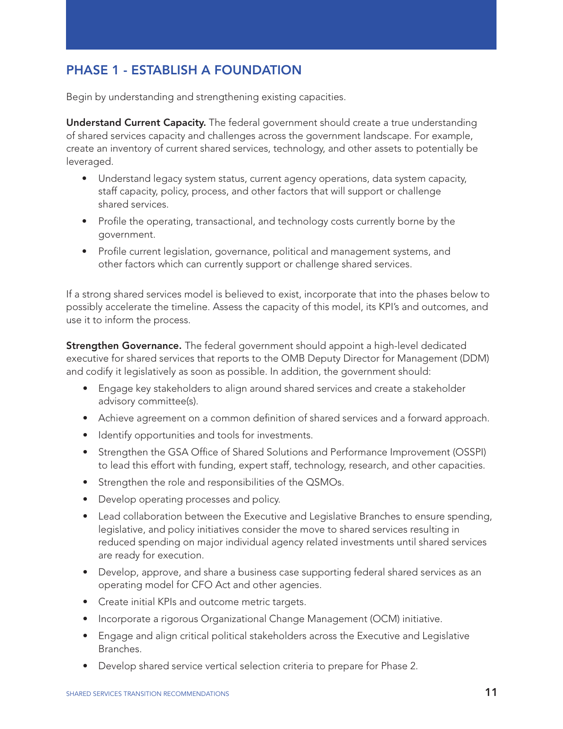## PHASE 1 - ESTABLISH A FOUNDATION

Begin by understanding and strengthening existing capacities.

**Understand Current Capacity.** The federal government should create a true understanding of shared services capacity and challenges across the government landscape. For example, create an inventory of current shared services, technology, and other assets to potentially be leveraged.

- Understand legacy system status, current agency operations, data system capacity, staff capacity, policy, process, and other factors that will support or challenge shared services.
- Profile the operating, transactional, and technology costs currently borne by the government.
- Profile current legislation, governance, political and management systems, and other factors which can currently support or challenge shared services.

If a strong shared services model is believed to exist, incorporate that into the phases below to possibly accelerate the timeline. Assess the capacity of this model, its KPI's and outcomes, and use it to inform the process.

**Strengthen Governance.** The federal government should appoint a high-level dedicated executive for shared services that reports to the OMB Deputy Director for Management (DDM) and codify it legislatively as soon as possible. In addition, the government should:

- Engage key stakeholders to align around shared services and create a stakeholder advisory committee(s).
- Achieve agreement on a common definition of shared services and a forward approach.
- Identify opportunities and tools for investments.
- Strengthen the GSA Office of Shared Solutions and Performance Improvement (OSSPI) to lead this effort with funding, expert staff, technology, research, and other capacities.
- Strengthen the role and responsibilities of the QSMOs.
- Develop operating processes and policy.
- Lead collaboration between the Executive and Legislative Branches to ensure spending, legislative, and policy initiatives consider the move to shared services resulting in reduced spending on major individual agency related investments until shared services are ready for execution.
- Develop, approve, and share a business case supporting federal shared services as an operating model for CFO Act and other agencies.
- Create initial KPIs and outcome metric targets.
- Incorporate a rigorous Organizational Change Management (OCM) initiative.
- Engage and align critical political stakeholders across the Executive and Legislative Branches.
- Develop shared service vertical selection criteria to prepare for Phase 2.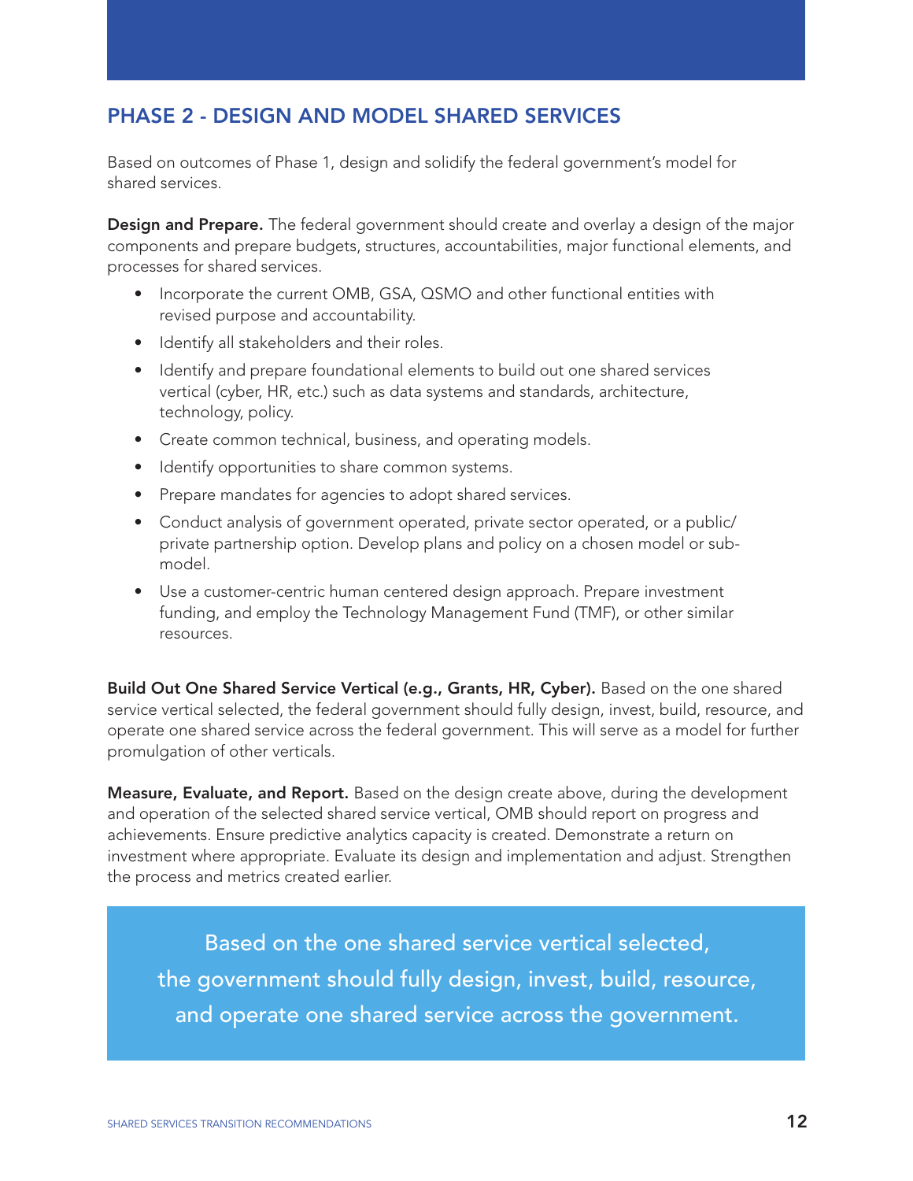## PHASE 2 - DESIGN AND MODEL SHARED SERVICES

Based on outcomes of Phase 1, design and solidify the federal government's model for shared services.

**Design and Prepare.** The federal government should create and overlay a design of the major components and prepare budgets, structures, accountabilities, major functional elements, and processes for shared services.

- Incorporate the current OMB, GSA, QSMO and other functional entities with revised purpose and accountability.
- Identify all stakeholders and their roles.
- Identify and prepare foundational elements to build out one shared services vertical (cyber, HR, etc.) such as data systems and standards, architecture, technology, policy.
- Create common technical, business, and operating models.
- Identify opportunities to share common systems.
- Prepare mandates for agencies to adopt shared services.
- Conduct analysis of government operated, private sector operated, or a public/private partnership option. Develop plans and policy on a chosen model or sub-model.
- Use a customer-centric human centered design approach. Prepare investment funding, and employ the Technology Management Fund (TMF), or other similar resources.

**Build Out One Shared Service Vertical (e.g., Grants, HR, Cyber).** Based on the one shared service vertical selected, the federal government should fully design, invest, build, resource, and operate one shared service across the federal government. This will serve as a model for further promulgation of other verticals.

**Measure, Evaluate, and Report.** Based on the design create above, during the development and operation of the selected shared service vertical, OMB should report on progress and achievements. Ensure predictive analytics capacity is created. Demonstrate a return on investment where appropriate. Evaluate its design and implementation and adjust. Strengthen the process and metrics created earlier.

> Based on the one shared service vertical selected, the government should fully design, invest, build, resource, and operate one shared service across the government.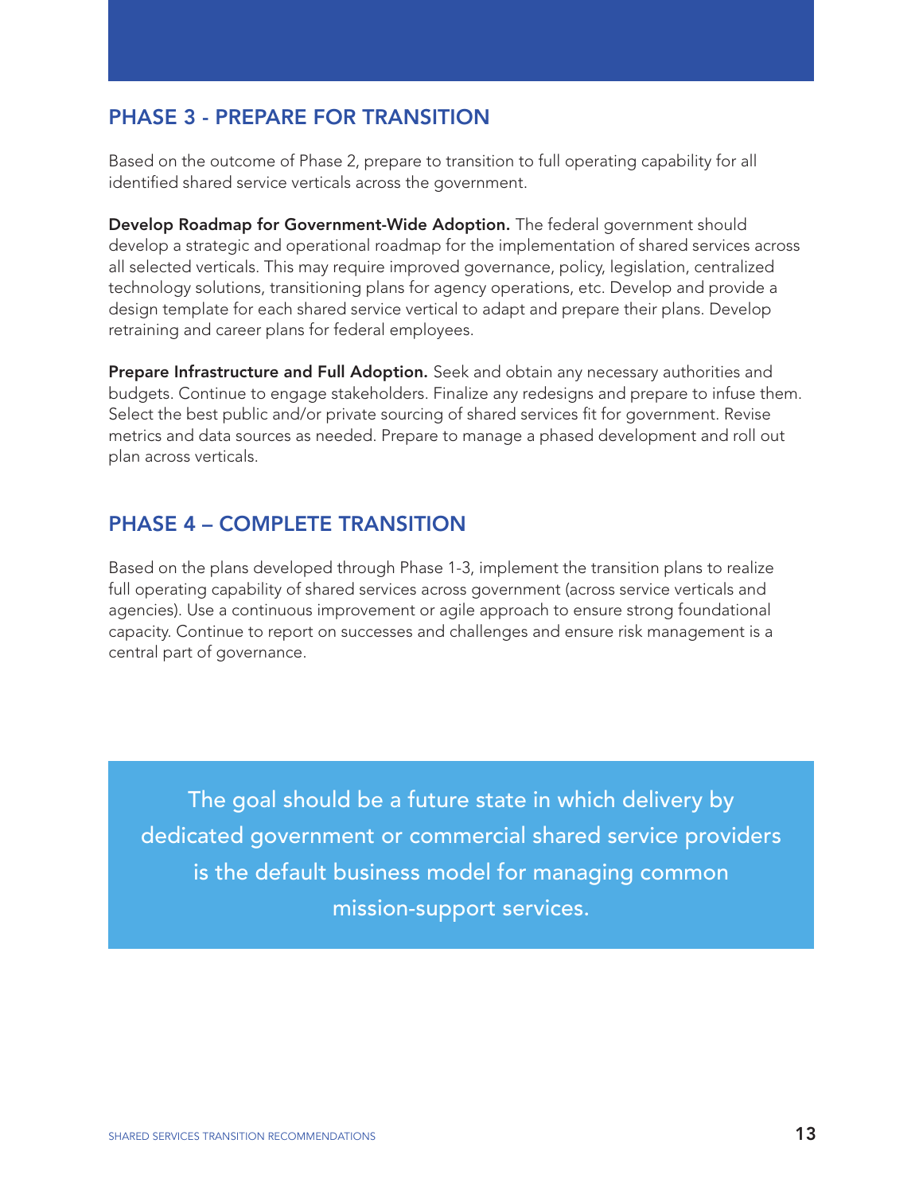## PHASE 3 - PREPARE FOR TRANSITION

Based on the outcome of Phase 2, prepare to transition to full operating capability for all identified shared service verticals across the government.

**Develop Roadmap for Government-Wide Adoption.** The federal government should develop a strategic and operational roadmap for the implementation of shared services across all selected verticals. This may require improved governance, policy, legislation, centralized technology solutions, transitioning plans for agency operations, etc. Develop and provide a design template for each shared service vertical to adapt and prepare their plans. Develop retraining and career plans for federal employees.

**Prepare Infrastructure and Full Adoption.** Seek and obtain any necessary authorities and budgets. Continue to engage stakeholders. Finalize any redesigns and prepare to infuse them. Select the best public and/or private sourcing of shared services fit for government. Revise metrics and data sources as needed. Prepare to manage a phased development and roll out plan across verticals.

## PHASE 4 – COMPLETE TRANSITION

Based on the plans developed through Phase 1-3, implement the transition plans to realize full operating capability of shared services across government (across service verticals and agencies). Use a continuous improvement or agile approach to ensure strong foundational capacity. Continue to report on successes and challenges and ensure risk management is a central part of governance.

> The goal should be a future state in which delivery by dedicated government or commercial shared service providers is the default business model for managing common mission-support services.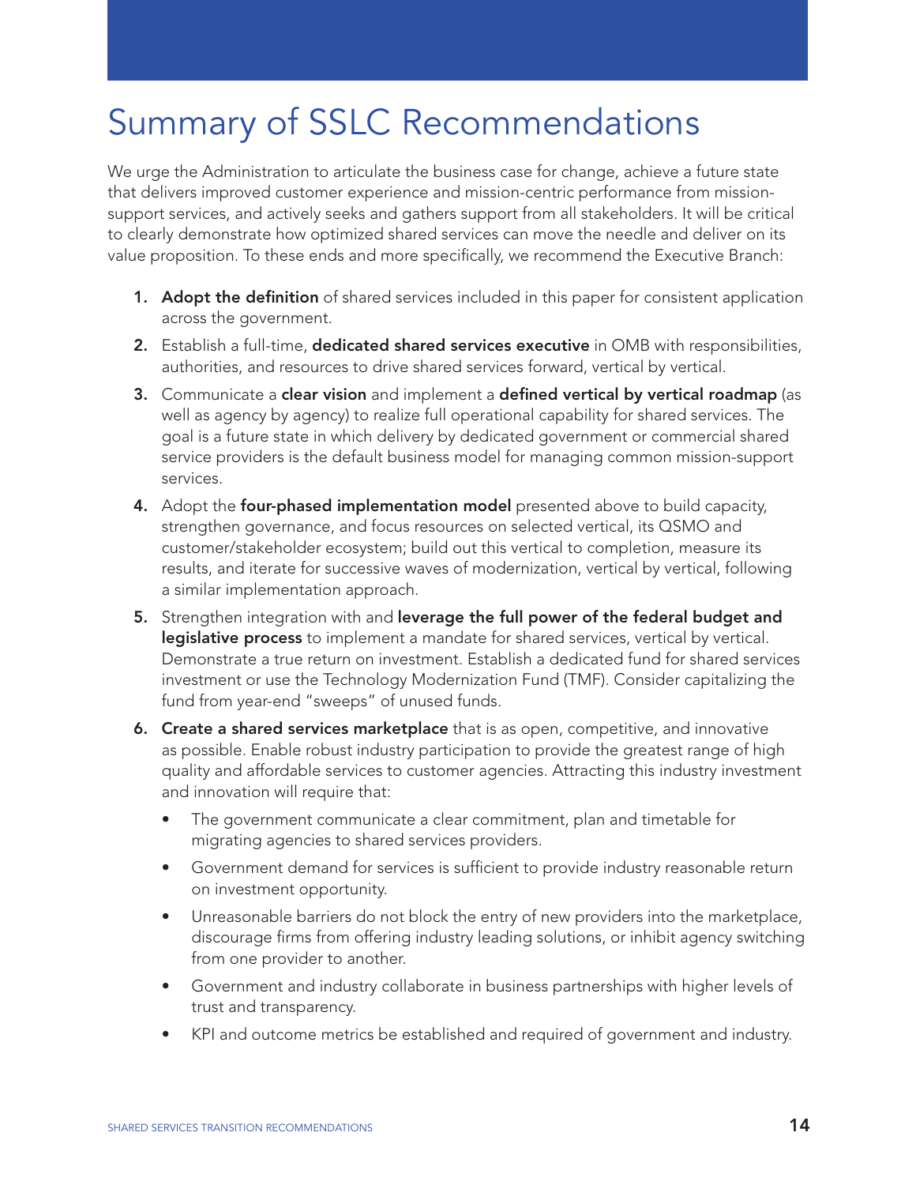# Summary of SSLC Recommendations

We urge the Administration to articulate the business case for change, achieve a future state that delivers improved customer experience and mission-centric performance from mission-support services, and actively seeks and gathers support from all stakeholders. It will be critical to clearly demonstrate how optimized shared services can move the needle and deliver on its value proposition. To these ends and more specifically, we recommend the Executive Branch:

1. **Adopt the definition** of shared services included in this paper for consistent application across the government.
2. Establish a full-time, **dedicated shared services executive** in OMB with responsibilities, authorities, and resources to drive shared services forward, vertical by vertical.
3. Communicate a **clear vision** and implement a **defined vertical by vertical roadmap** (as well as agency by agency) to realize full operational capability for shared services. The goal is a future state in which delivery by dedicated government or commercial shared service providers is the default business model for managing common mission-support services.
4. Adopt the **four-phased implementation model** presented above to build capacity, strengthen governance, and focus resources on selected vertical, its QSMO and customer/stakeholder ecosystem; build out this vertical to completion, measure its results, and iterate for successive waves of modernization, vertical by vertical, following a similar implementation approach.
5. Strengthen integration with and **leverage the full power of the federal budget and legislative process** to implement a mandate for shared services, vertical by vertical. Demonstrate a true return on investment. Establish a dedicated fund for shared services investment or use the Technology Modernization Fund (TMF). Consider capitalizing the fund from year-end "sweeps" of unused funds.
6. **Create a shared services marketplace** that is as open, competitive, and innovative as possible. Enable robust industry participation to provide the greatest range of high quality and affordable services to customer agencies. Attracting this industry investment and innovation will require that:
   - The government communicate a clear commitment, plan and timetable for migrating agencies to shared services providers.
   - Government demand for services is sufficient to provide industry reasonable return on investment opportunity.
   - Unreasonable barriers do not block the entry of new providers into the marketplace, discourage firms from offering industry leading solutions, or inhibit agency switching from one provider to another.
   - Government and industry collaborate in business partnerships with higher levels of trust and transparency.
   - KPI and outcome metrics be established and required of government and industry.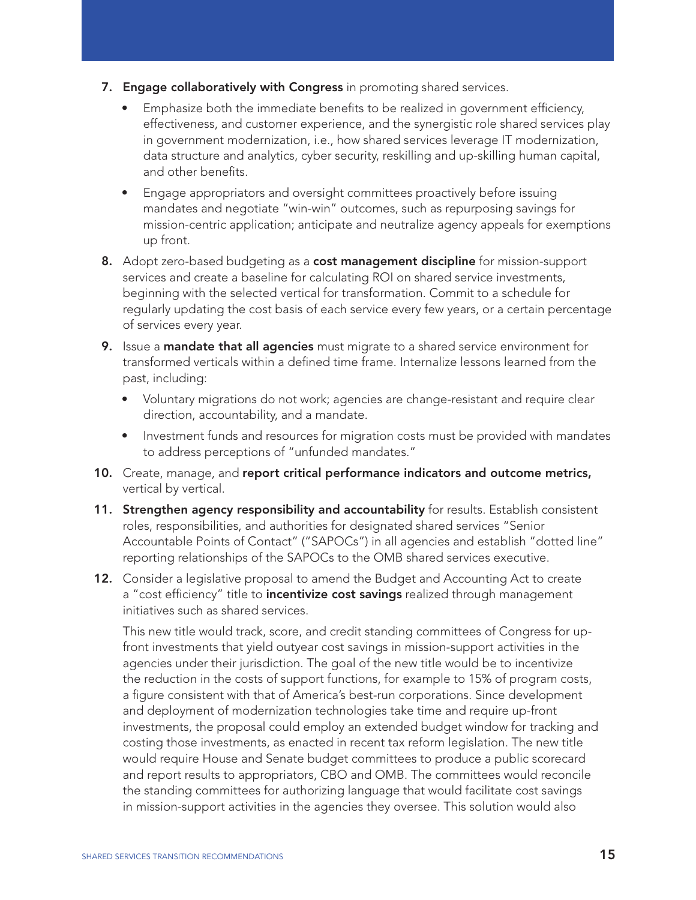7. **Engage collaboratively with Congress** in promoting shared services.
   - Emphasize both the immediate benefits to be realized in government efficiency, effectiveness, and customer experience, and the synergistic role shared services play in government modernization, i.e., how shared services leverage IT modernization, data structure and analytics, cyber security, reskilling and up-skilling human capital, and other benefits.
   - Engage appropriators and oversight committees proactively before issuing mandates and negotiate "win-win" outcomes, such as repurposing savings for mission-centric application; anticipate and neutralize agency appeals for exemptions up front.
8. Adopt zero-based budgeting as a **cost management discipline** for mission-support services and create a baseline for calculating ROI on shared service investments, beginning with the selected vertical for transformation. Commit to a schedule for regularly updating the cost basis of each service every few years, or a certain percentage of services every year.
9. Issue a **mandate that all agencies** must migrate to a shared service environment for transformed verticals within a defined time frame. Internalize lessons learned from the past, including:
   - Voluntary migrations do not work; agencies are change-resistant and require clear direction, accountability, and a mandate.
   - Investment funds and resources for migration costs must be provided with mandates to address perceptions of "unfunded mandates."
10. Create, manage, and **report critical performance indicators and outcome metrics,** vertical by vertical.
11. **Strengthen agency responsibility and accountability** for results. Establish consistent roles, responsibilities, and authorities for designated shared services "Senior Accountable Points of Contact" ("SAPOCs") in all agencies and establish "dotted line" reporting relationships of the SAPOCs to the OMB shared services executive.
12. Consider a legislative proposal to amend the Budget and Accounting Act to create a "cost efficiency" title to **incentivize cost savings** realized through management initiatives such as shared services.

    This new title would track, score, and credit standing committees of Congress for up-front investments that yield outyear cost savings in mission-support activities in the agencies under their jurisdiction. The goal of the new title would be to incentivize the reduction in the costs of support functions, for example to 15% of program costs, a figure consistent with that of America's best-run corporations. Since development and deployment of modernization technologies take time and require up-front investments, the proposal could employ an extended budget window for tracking and costing those investments, as enacted in recent tax reform legislation. The new title would require House and Senate budget committees to produce a public scorecard and report results to appropriators, CBO and OMB. The committees would reconcile the standing committees for authorizing language that would facilitate cost savings in mission-support activities in the agencies they oversee. This solution would also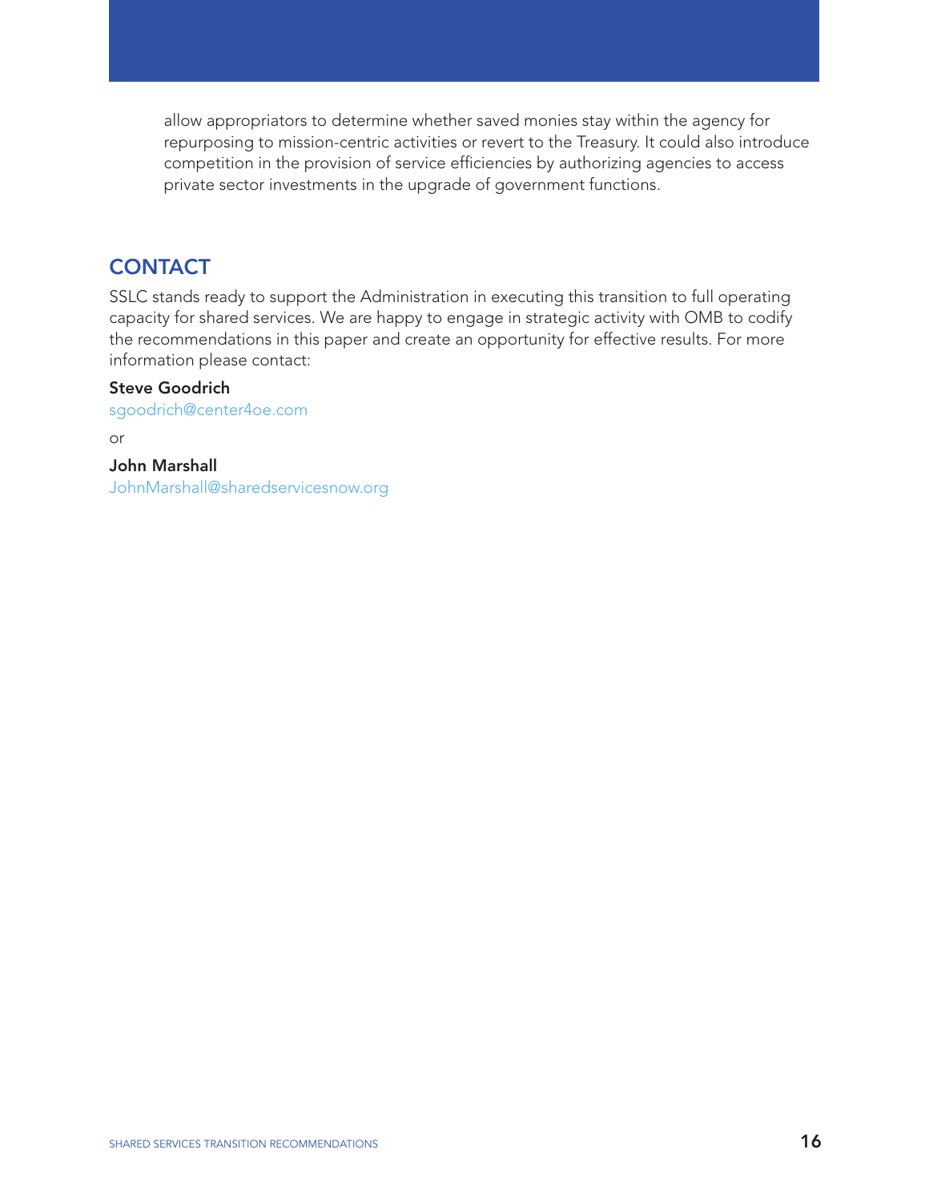allow appropriators to determine whether saved monies stay within the agency for repurposing to mission-centric activities or revert to the Treasury. It could also introduce competition in the provision of service efficiencies by authorizing agencies to access private sector investments in the upgrade of government functions.

## CONTACT

SSLC stands ready to support the Administration in executing this transition to full operating capacity for shared services. We are happy to engage in strategic activity with OMB to codify the recommendations in this paper and create an opportunity for effective results. For more information please contact:

**Steve Goodrich**
sgoodrich@center4oe.com

or

**John Marshall**
JohnMarshall@sharedservicesnow.org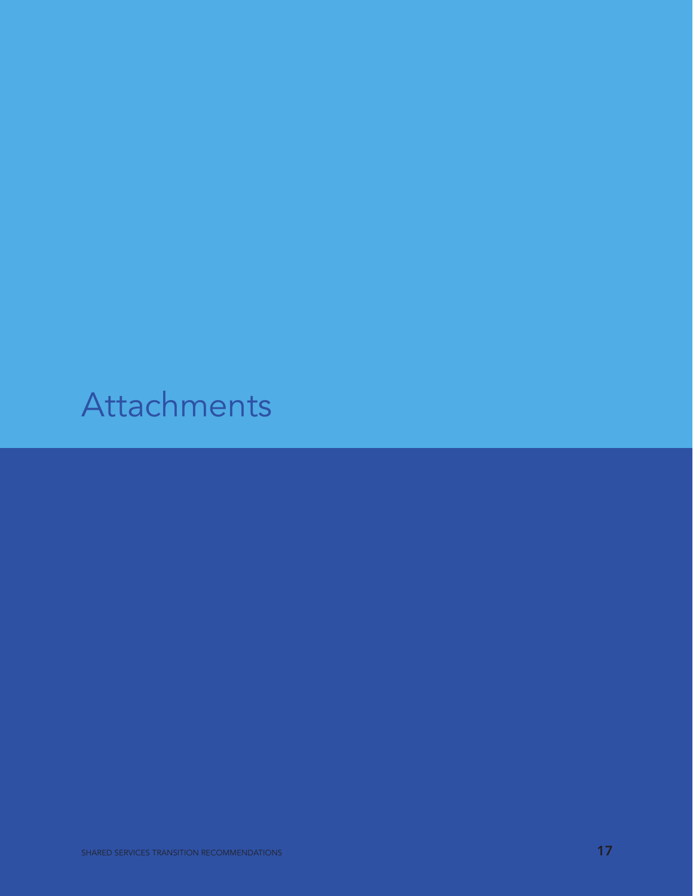# Attachments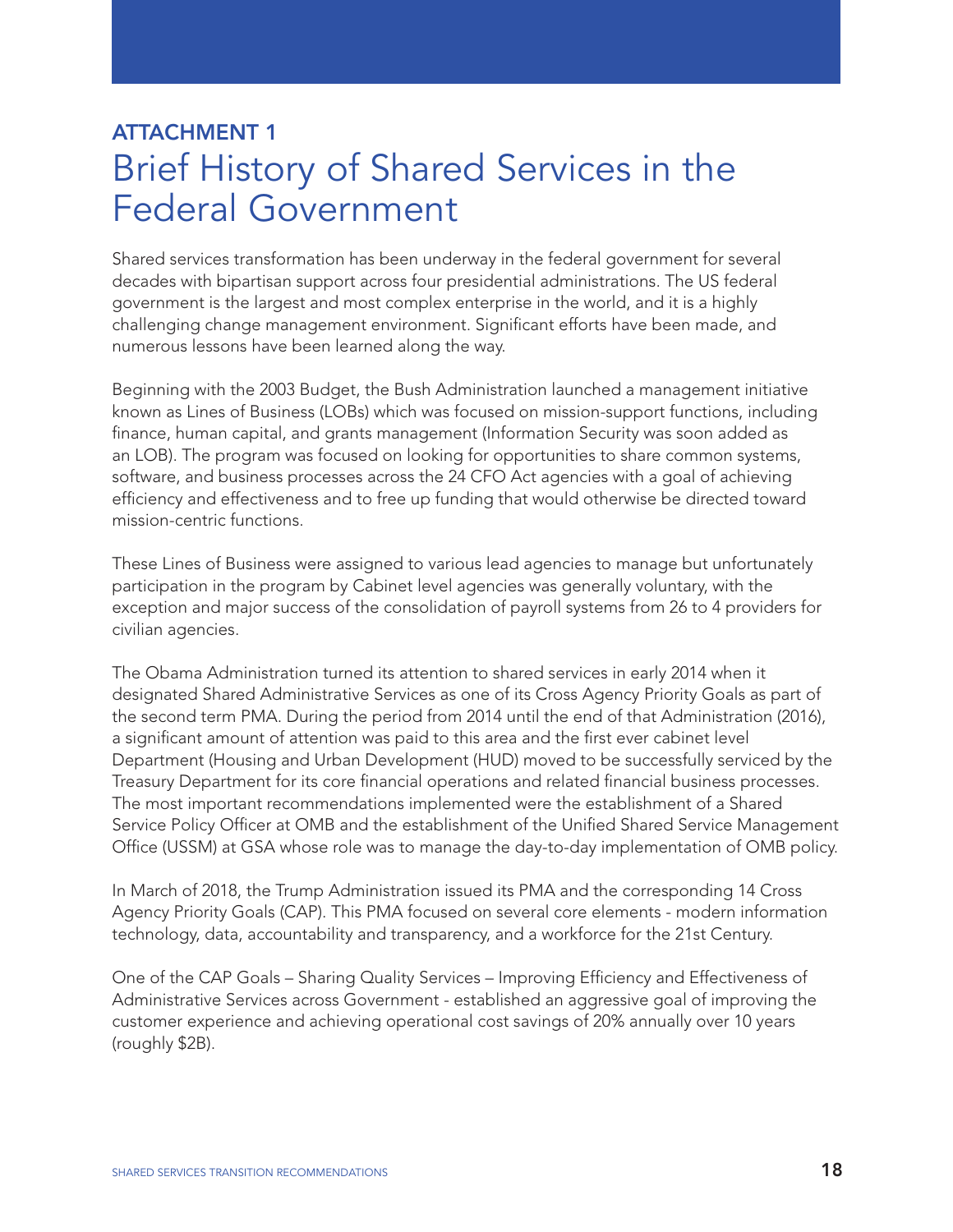## ATTACHMENT 1

# Brief History of Shared Services in the Federal Government

Shared services transformation has been underway in the federal government for several decades with bipartisan support across four presidential administrations. The US federal government is the largest and most complex enterprise in the world, and it is a highly challenging change management environment. Significant efforts have been made, and numerous lessons have been learned along the way.

Beginning with the 2003 Budget, the Bush Administration launched a management initiative known as Lines of Business (LOBs) which was focused on mission-support functions, including finance, human capital, and grants management (Information Security was soon added as an LOB). The program was focused on looking for opportunities to share common systems, software, and business processes across the 24 CFO Act agencies with a goal of achieving efficiency and effectiveness and to free up funding that would otherwise be directed toward mission-centric functions.

These Lines of Business were assigned to various lead agencies to manage but unfortunately participation in the program by Cabinet level agencies was generally voluntary, with the exception and major success of the consolidation of payroll systems from 26 to 4 providers for civilian agencies.

The Obama Administration turned its attention to shared services in early 2014 when it designated Shared Administrative Services as one of its Cross Agency Priority Goals as part of the second term PMA. During the period from 2014 until the end of that Administration (2016), a significant amount of attention was paid to this area and the first ever cabinet level Department (Housing and Urban Development (HUD) moved to be successfully serviced by the Treasury Department for its core financial operations and related financial business processes. The most important recommendations implemented were the establishment of a Shared Service Policy Officer at OMB and the establishment of the Unified Shared Service Management Office (USSM) at GSA whose role was to manage the day-to-day implementation of OMB policy.

In March of 2018, the Trump Administration issued its PMA and the corresponding 14 Cross Agency Priority Goals (CAP). This PMA focused on several core elements - modern information technology, data, accountability and transparency, and a workforce for the 21st Century.

One of the CAP Goals – Sharing Quality Services – Improving Efficiency and Effectiveness of Administrative Services across Government - established an aggressive goal of improving the customer experience and achieving operational cost savings of 20% annually over 10 years (roughly $2B).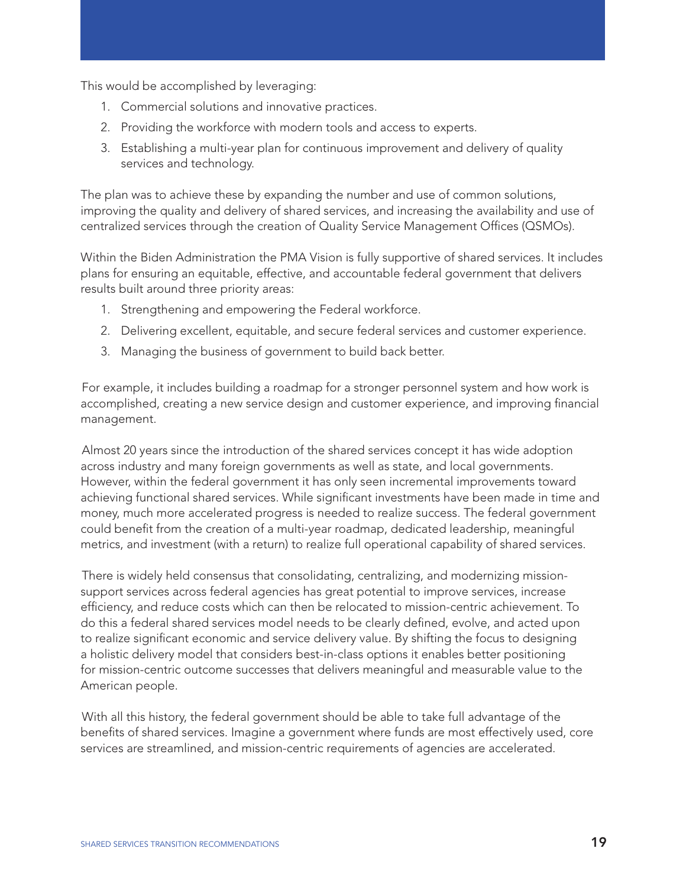This would be accomplished by leveraging:

1. Commercial solutions and innovative practices.
2. Providing the workforce with modern tools and access to experts.
3. Establishing a multi-year plan for continuous improvement and delivery of quality services and technology.

The plan was to achieve these by expanding the number and use of common solutions, improving the quality and delivery of shared services, and increasing the availability and use of centralized services through the creation of Quality Service Management Offices (QSMOs).

Within the Biden Administration the PMA Vision is fully supportive of shared services. It includes plans for ensuring an equitable, effective, and accountable federal government that delivers results built around three priority areas:

1. Strengthening and empowering the Federal workforce.
2. Delivering excellent, equitable, and secure federal services and customer experience.
3. Managing the business of government to build back better.

For example, it includes building a roadmap for a stronger personnel system and how work is accomplished, creating a new service design and customer experience, and improving financial management.

Almost 20 years since the introduction of the shared services concept it has wide adoption across industry and many foreign governments as well as state, and local governments. However, within the federal government it has only seen incremental improvements toward achieving functional shared services. While significant investments have been made in time and money, much more accelerated progress is needed to realize success. The federal government could benefit from the creation of a multi-year roadmap, dedicated leadership, meaningful metrics, and investment (with a return) to realize full operational capability of shared services.

There is widely held consensus that consolidating, centralizing, and modernizing mission-support services across federal agencies has great potential to improve services, increase efficiency, and reduce costs which can then be relocated to mission-centric achievement. To do this a federal shared services model needs to be clearly defined, evolve, and acted upon to realize significant economic and service delivery value. By shifting the focus to designing a holistic delivery model that considers best-in-class options it enables better positioning for mission-centric outcome successes that delivers meaningful and measurable value to the American people.

With all this history, the federal government should be able to take full advantage of the benefits of shared services. Imagine a government where funds are most effectively used, core services are streamlined, and mission-centric requirements of agencies are accelerated.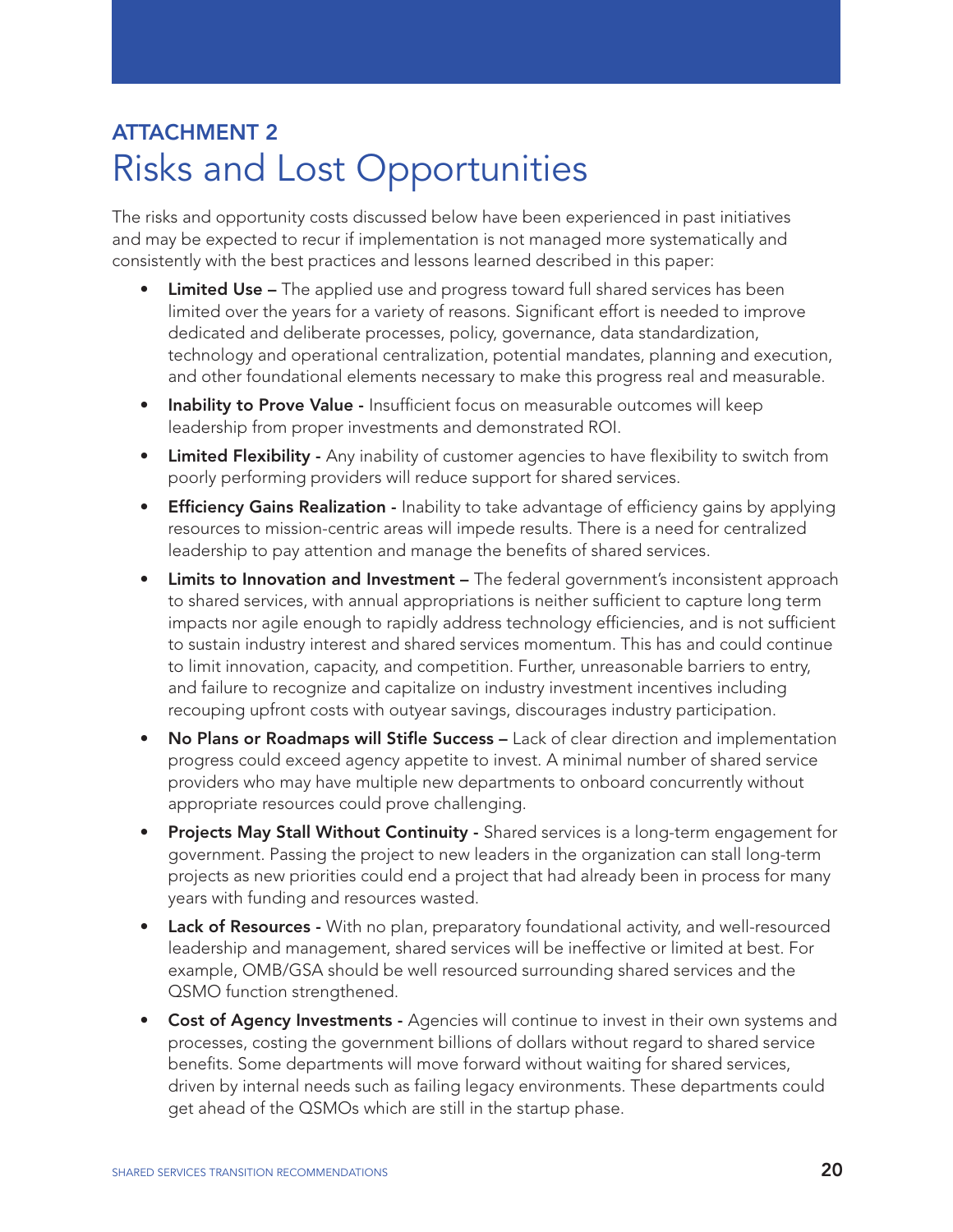## ATTACHMENT 2

# Risks and Lost Opportunities

The risks and opportunity costs discussed below have been experienced in past initiatives and may be expected to recur if implementation is not managed more systematically and consistently with the best practices and lessons learned described in this paper:

- **Limited Use –** The applied use and progress toward full shared services has been limited over the years for a variety of reasons. Significant effort is needed to improve dedicated and deliberate processes, policy, governance, data standardization, technology and operational centralization, potential mandates, planning and execution, and other foundational elements necessary to make this progress real and measurable.
- **Inability to Prove Value -** Insufficient focus on measurable outcomes will keep leadership from proper investments and demonstrated ROI.
- **Limited Flexibility -** Any inability of customer agencies to have flexibility to switch from poorly performing providers will reduce support for shared services.
- **Efficiency Gains Realization -** Inability to take advantage of efficiency gains by applying resources to mission-centric areas will impede results. There is a need for centralized leadership to pay attention and manage the benefits of shared services.
- **Limits to Innovation and Investment –** The federal government's inconsistent approach to shared services, with annual appropriations is neither sufficient to capture long term impacts nor agile enough to rapidly address technology efficiencies, and is not sufficient to sustain industry interest and shared services momentum. This has and could continue to limit innovation, capacity, and competition. Further, unreasonable barriers to entry, and failure to recognize and capitalize on industry investment incentives including recouping upfront costs with outyear savings, discourages industry participation.
- **No Plans or Roadmaps will Stifle Success –** Lack of clear direction and implementation progress could exceed agency appetite to invest. A minimal number of shared service providers who may have multiple new departments to onboard concurrently without appropriate resources could prove challenging.
- **Projects May Stall Without Continuity -** Shared services is a long-term engagement for government. Passing the project to new leaders in the organization can stall long-term projects as new priorities could end a project that had already been in process for many years with funding and resources wasted.
- **Lack of Resources -** With no plan, preparatory foundational activity, and well-resourced leadership and management, shared services will be ineffective or limited at best. For example, OMB/GSA should be well resourced surrounding shared services and the QSMO function strengthened.
- **Cost of Agency Investments -** Agencies will continue to invest in their own systems and processes, costing the government billions of dollars without regard to shared service benefits. Some departments will move forward without waiting for shared services, driven by internal needs such as failing legacy environments. These departments could get ahead of the QSMOs which are still in the startup phase.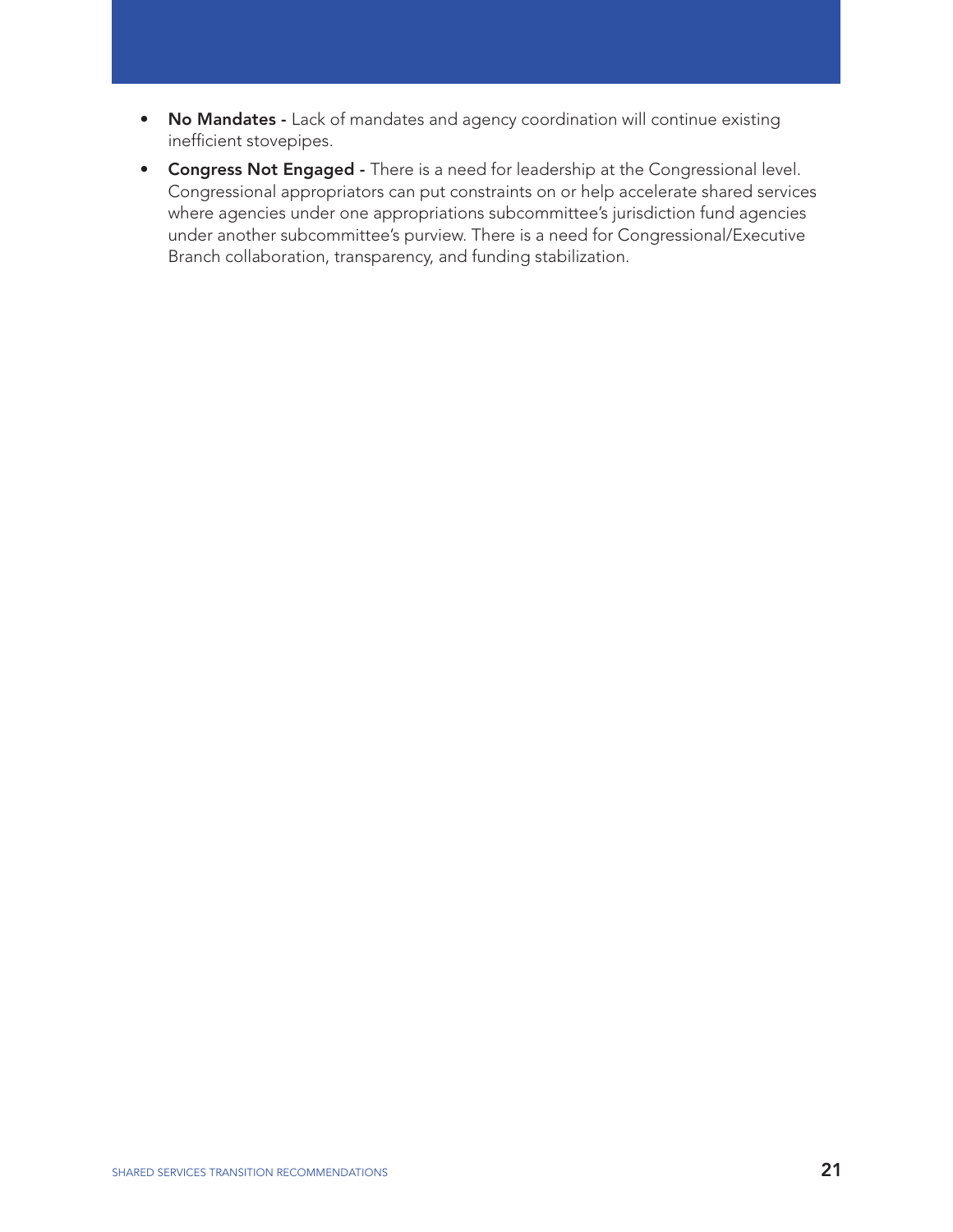- **No Mandates -** Lack of mandates and agency coordination will continue existing inefficient stovepipes.
- **Congress Not Engaged -** There is a need for leadership at the Congressional level. Congressional appropriators can put constraints on or help accelerate shared services where agencies under one appropriations subcommittee's jurisdiction fund agencies under another subcommittee's purview. There is a need for Congressional/Executive Branch collaboration, transparency, and funding stabilization.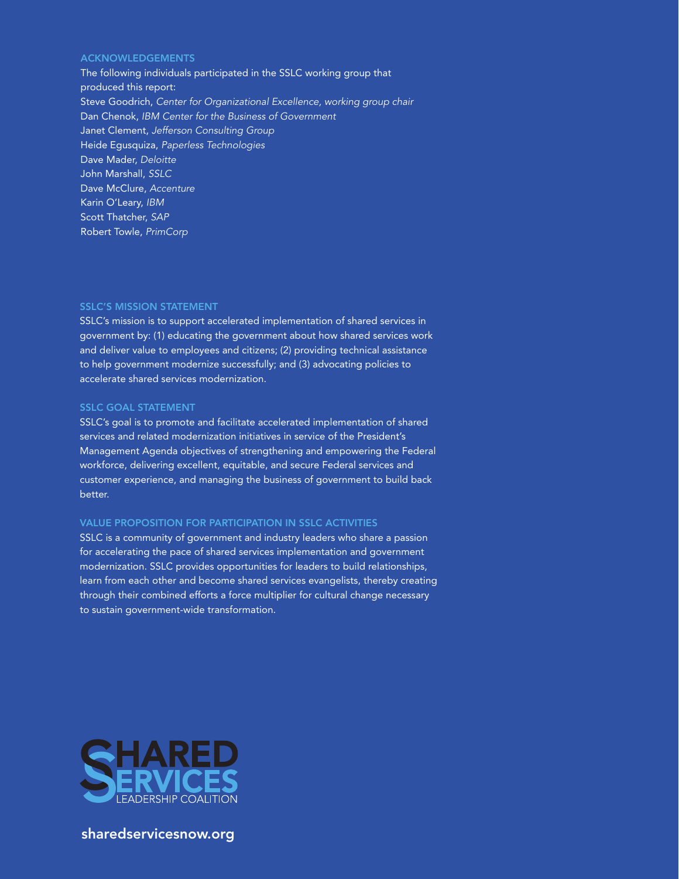## ACKNOWLEDGEMENTS

The following individuals participated in the SSLC working group that produced this report:

Steve Goodrich, *Center for Organizational Excellence, working group chair*
Dan Chenok, *IBM Center for the Business of Government*
Janet Clement, *Jefferson Consulting Group*
Heide Egusquiza, *Paperless Technologies*
Dave Mader, *Deloitte*
John Marshall, *SSLC*
Dave McClure, *Accenture*
Karin O'Leary, *IBM*
Scott Thatcher, *SAP*
Robert Towle, *PrimCorp*

## SSLC'S MISSION STATEMENT

SSLC's mission is to support accelerated implementation of shared services in government by: (1) educating the government about how shared services work and deliver value to employees and citizens; (2) providing technical assistance to help government modernize successfully; and (3) advocating policies to accelerate shared services modernization.

## SSLC GOAL STATEMENT

SSLC's goal is to promote and facilitate accelerated implementation of shared services and related modernization initiatives in service of the President's Management Agenda objectives of strengthening and empowering the Federal workforce, delivering excellent, equitable, and secure Federal services and customer experience, and managing the business of government to build back better.

## VALUE PROPOSITION FOR PARTICIPATION IN SSLC ACTIVITIES

SSLC is a community of government and industry leaders who share a passion for accelerating the pace of shared services implementation and government modernization. SSLC provides opportunities for leaders to build relationships, learn from each other and become shared services evangelists, thereby creating through their combined efforts a force multiplier for cultural change necessary to sustain government-wide transformation.

SHARED SERVICES LEADERSHIP COALITION

sharedservicesnow.org